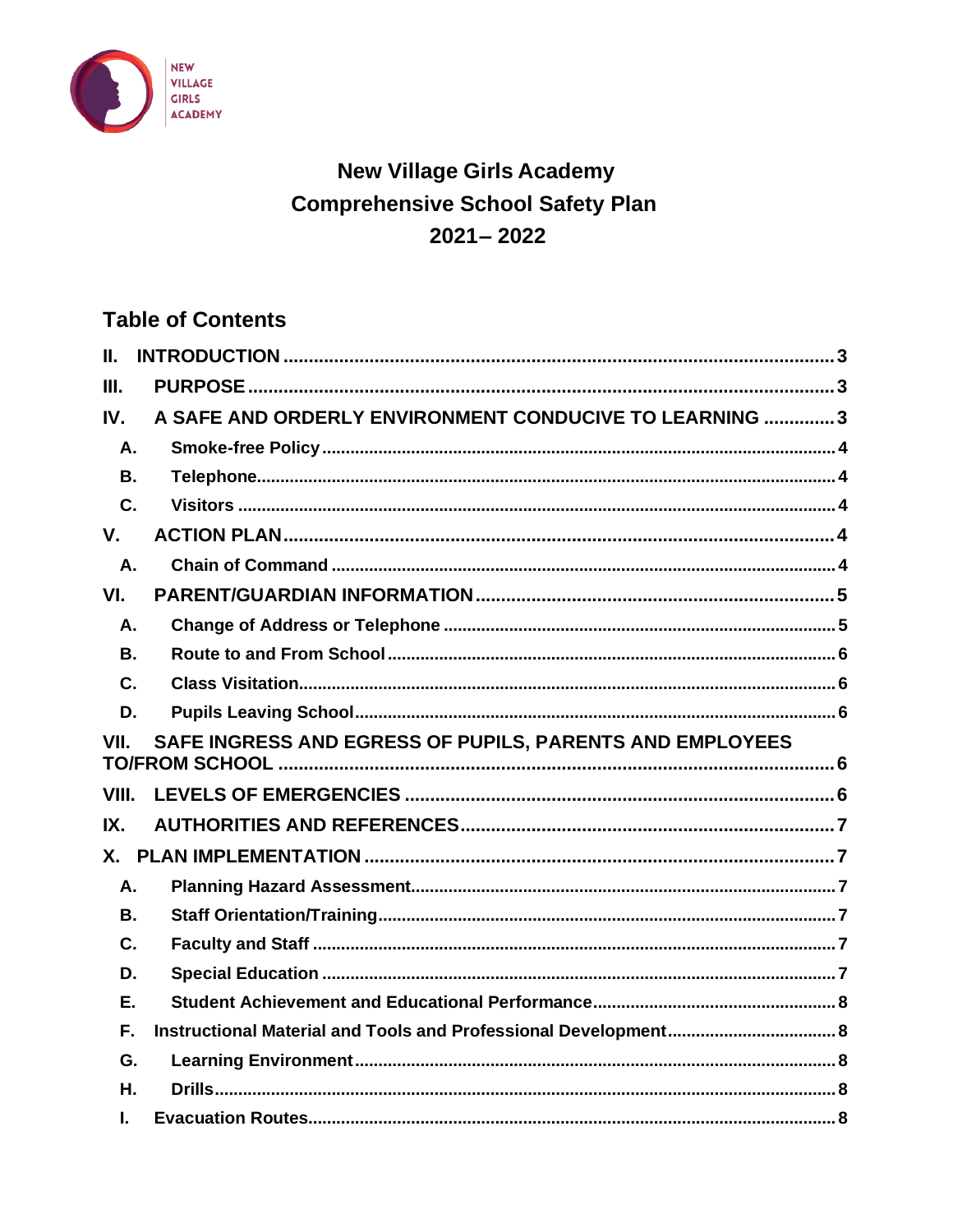NEW VILLAGE GIRLS ACADEMY

# New Village Girls Academy
# Comprehensive School Safety Plan
# 2021– 2022

## Table of Contents

- II. INTRODUCTION ........ 3
- III. PURPOSE ........ 3
- IV. A SAFE AND ORDERLY ENVIRONMENT CONDUCIVE TO LEARNING ........ 3
  - A. Smoke-free Policy ........ 4
  - B. Telephone ........ 4
  - C. Visitors ........ 4
- V. ACTION PLAN ........ 4
  - A. Chain of Command ........ 4
- VI. PARENT/GUARDIAN INFORMATION ........ 5
  - A. Change of Address or Telephone ........ 5
  - B. Route to and From School ........ 6
  - C. Class Visitation ........ 6
  - D. Pupils Leaving School ........ 6
- VII. SAFE INGRESS AND EGRESS OF PUPILS, PARENTS AND EMPLOYEES TO/FROM SCHOOL ........ 6
- VIII. LEVELS OF EMERGENCIES ........ 6
- IX. AUTHORITIES AND REFERENCES ........ 7
- X. PLAN IMPLEMENTATION ........ 7
  - A. Planning Hazard Assessment ........ 7
  - B. Staff Orientation/Training ........ 7
  - C. Faculty and Staff ........ 7
  - D. Special Education ........ 7
  - E. Student Achievement and Educational Performance ........ 8
  - F. Instructional Material and Tools and Professional Development ........ 8
  - G. Learning Environment ........ 8
  - H. Drills ........ 8
  - I. Evacuation Routes ........ 8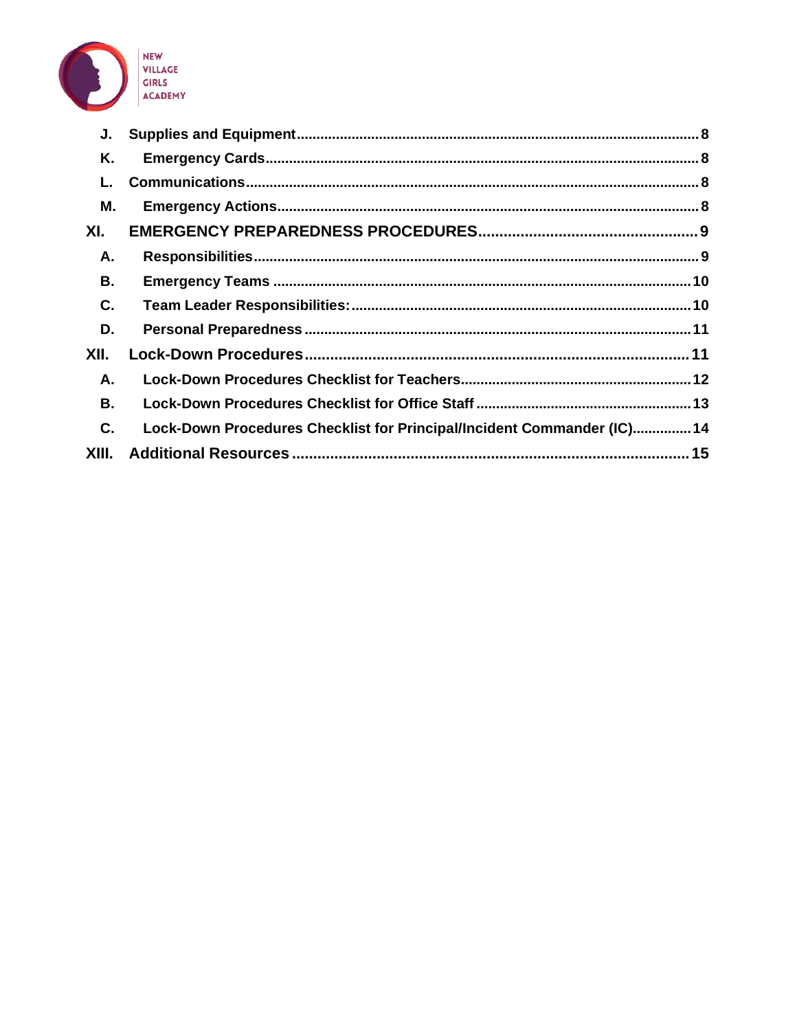J. Supplies and Equipment .................................................. 8

K. Emergency Cards .................................................. 8

L. Communications .................................................. 8

M. Emergency Actions .................................................. 8

XI. EMERGENCY PREPAREDNESS PROCEDURES .................................................. 9

A. Responsibilities .................................................. 9

B. Emergency Teams .................................................. 10

C. Team Leader Responsibilities: .................................................. 10

D. Personal Preparedness .................................................. 11

XII. Lock-Down Procedures .................................................. 11

A. Lock-Down Procedures Checklist for Teachers .................................................. 12

B. Lock-Down Procedures Checklist for Office Staff .................................................. 13

C. Lock-Down Procedures Checklist for Principal/Incident Commander (IC) .................................................. 14

XIII. Additional Resources .................................................. 15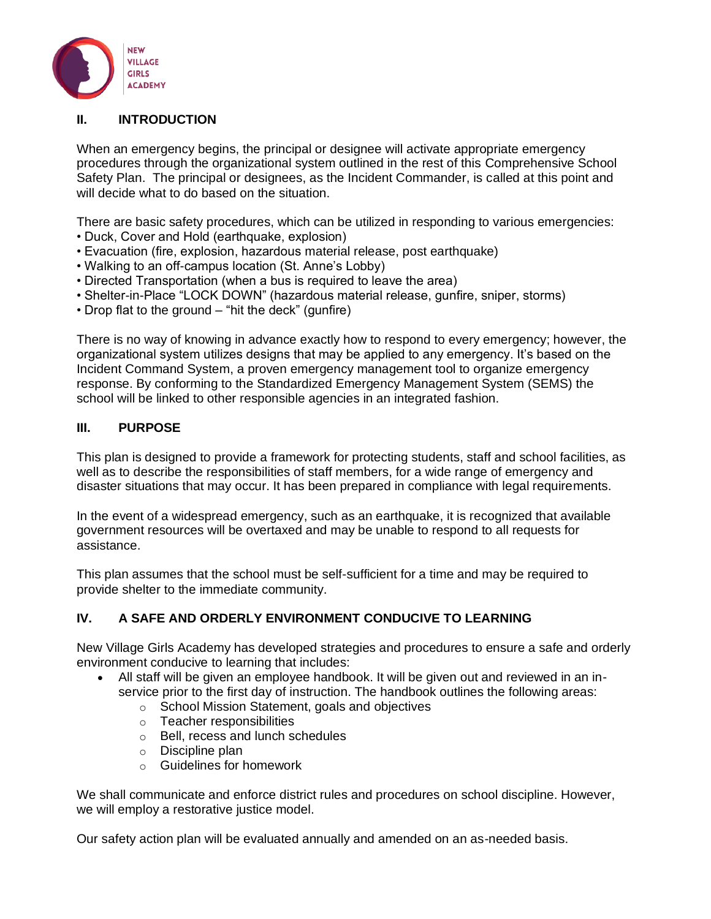## II. INTRODUCTION

When an emergency begins, the principal or designee will activate appropriate emergency procedures through the organizational system outlined in the rest of this Comprehensive School Safety Plan. The principal or designees, as the Incident Commander, is called at this point and will decide what to do based on the situation.

There are basic safety procedures, which can be utilized in responding to various emergencies:

- Duck, Cover and Hold (earthquake, explosion)
- Evacuation (fire, explosion, hazardous material release, post earthquake)
- Walking to an off-campus location (St. Anne's Lobby)
- Directed Transportation (when a bus is required to leave the area)
- Shelter-in-Place "LOCK DOWN" (hazardous material release, gunfire, sniper, storms)
- Drop flat to the ground – "hit the deck" (gunfire)

There is no way of knowing in advance exactly how to respond to every emergency; however, the organizational system utilizes designs that may be applied to any emergency. It's based on the Incident Command System, a proven emergency management tool to organize emergency response. By conforming to the Standardized Emergency Management System (SEMS) the school will be linked to other responsible agencies in an integrated fashion.

## III. PURPOSE

This plan is designed to provide a framework for protecting students, staff and school facilities, as well as to describe the responsibilities of staff members, for a wide range of emergency and disaster situations that may occur. It has been prepared in compliance with legal requirements.

In the event of a widespread emergency, such as an earthquake, it is recognized that available government resources will be overtaxed and may be unable to respond to all requests for assistance.

This plan assumes that the school must be self-sufficient for a time and may be required to provide shelter to the immediate community.

## IV. A SAFE AND ORDERLY ENVIRONMENT CONDUCIVE TO LEARNING

New Village Girls Academy has developed strategies and procedures to ensure a safe and orderly environment conducive to learning that includes:

- All staff will be given an employee handbook. It will be given out and reviewed in an in-service prior to the first day of instruction. The handbook outlines the following areas:
  - School Mission Statement, goals and objectives
  - Teacher responsibilities
  - Bell, recess and lunch schedules
  - Discipline plan
  - Guidelines for homework

We shall communicate and enforce district rules and procedures on school discipline. However, we will employ a restorative justice model.

Our safety action plan will be evaluated annually and amended on an as-needed basis.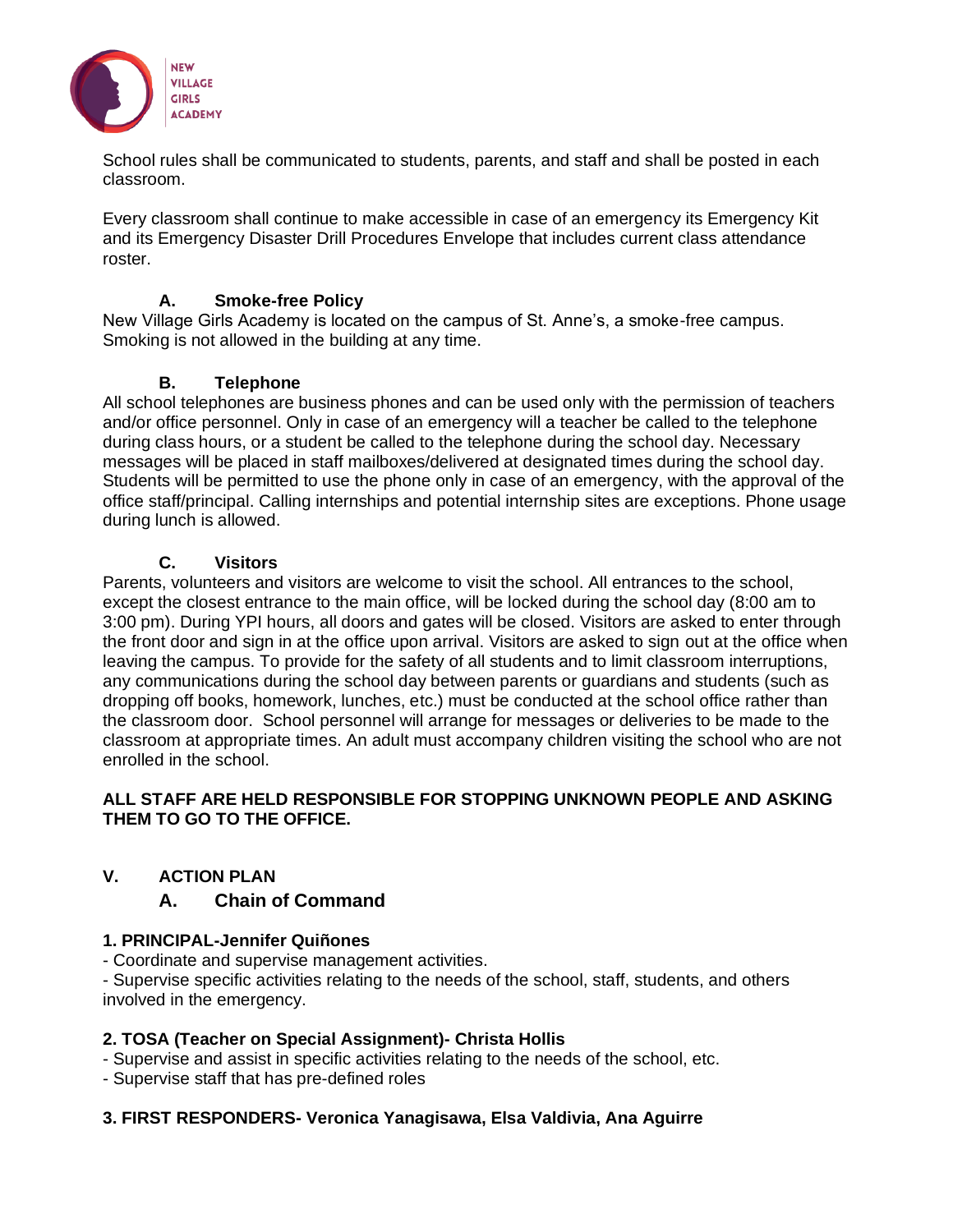School rules shall be communicated to students, parents, and staff and shall be posted in each classroom.

Every classroom shall continue to make accessible in case of an emergency its Emergency Kit and its Emergency Disaster Drill Procedures Envelope that includes current class attendance roster.

### A. Smoke-free Policy

New Village Girls Academy is located on the campus of St. Anne's, a smoke-free campus. Smoking is not allowed in the building at any time.

### B. Telephone

All school telephones are business phones and can be used only with the permission of teachers and/or office personnel. Only in case of an emergency will a teacher be called to the telephone during class hours, or a student be called to the telephone during the school day. Necessary messages will be placed in staff mailboxes/delivered at designated times during the school day. Students will be permitted to use the phone only in case of an emergency, with the approval of the office staff/principal. Calling internships and potential internship sites are exceptions. Phone usage during lunch is allowed.

### C. Visitors

Parents, volunteers and visitors are welcome to visit the school. All entrances to the school, except the closest entrance to the main office, will be locked during the school day (8:00 am to 3:00 pm). During YPI hours, all doors and gates will be closed. Visitors are asked to enter through the front door and sign in at the office upon arrival. Visitors are asked to sign out at the office when leaving the campus. To provide for the safety of all students and to limit classroom interruptions, any communications during the school day between parents or guardians and students (such as dropping off books, homework, lunches, etc.) must be conducted at the school office rather than the classroom door. School personnel will arrange for messages or deliveries to be made to the classroom at appropriate times. An adult must accompany children visiting the school who are not enrolled in the school.

**ALL STAFF ARE HELD RESPONSIBLE FOR STOPPING UNKNOWN PEOPLE AND ASKING THEM TO GO TO THE OFFICE.**

## V. ACTION PLAN

### A. Chain of Command

**1. PRINCIPAL-Jennifer Quiñones**

- Coordinate and supervise management activities.
- Supervise specific activities relating to the needs of the school, staff, students, and others involved in the emergency.

**2. TOSA (Teacher on Special Assignment)- Christa Hollis**

- Supervise and assist in specific activities relating to the needs of the school, etc.
- Supervise staff that has pre-defined roles

**3. FIRST RESPONDERS- Veronica Yanagisawa, Elsa Valdivia, Ana Aguirre**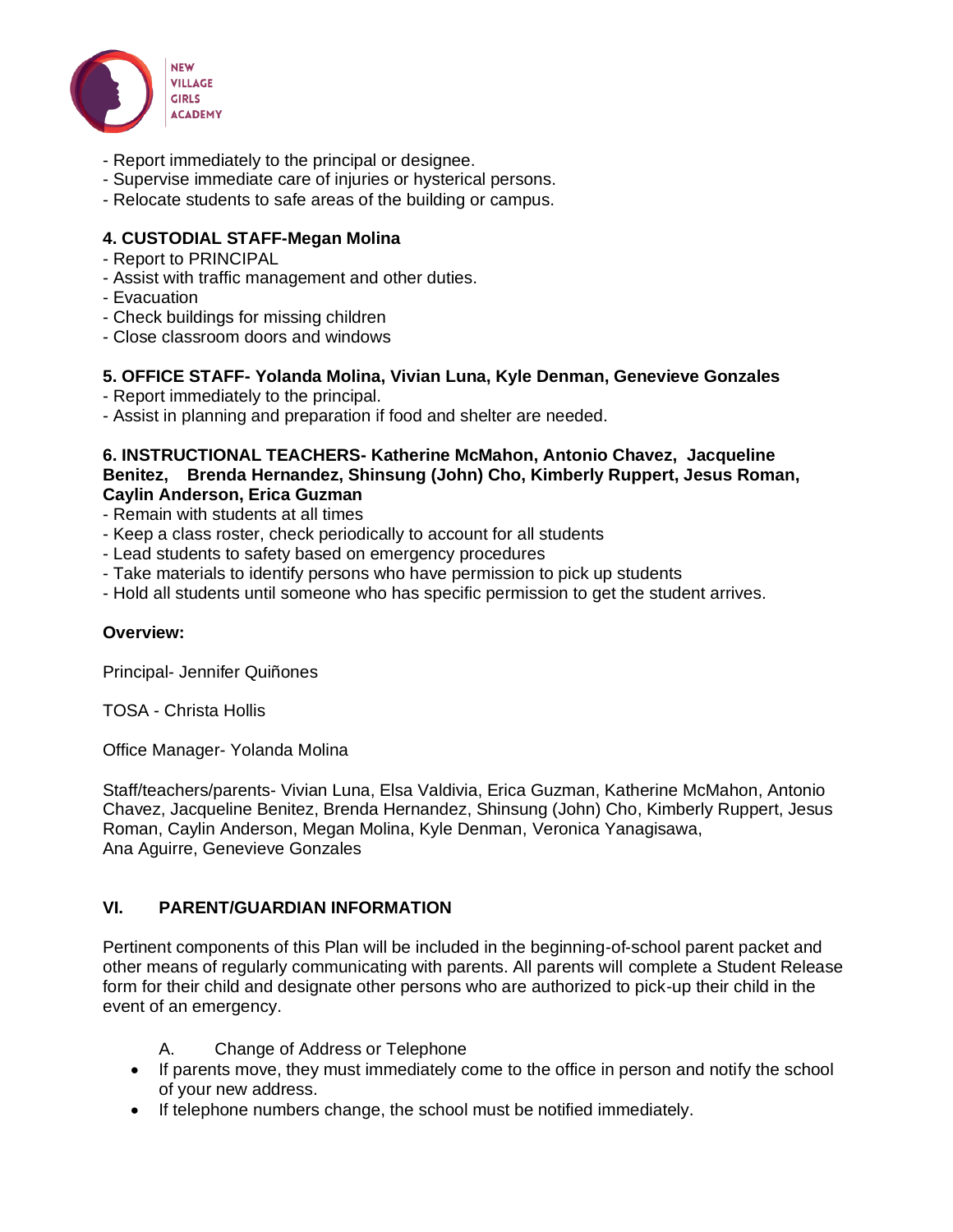- Report immediately to the principal or designee.
- Supervise immediate care of injuries or hysterical persons.
- Relocate students to safe areas of the building or campus.

**4. CUSTODIAL STAFF-Megan Molina**

- Report to PRINCIPAL
- Assist with traffic management and other duties.
- Evacuation
- Check buildings for missing children
- Close classroom doors and windows

**5. OFFICE STAFF- Yolanda Molina, Vivian Luna, Kyle Denman, Genevieve Gonzales**

- Report immediately to the principal.
- Assist in planning and preparation if food and shelter are needed.

**6. INSTRUCTIONAL TEACHERS- Katherine McMahon, Antonio Chavez, Jacqueline Benitez, Brenda Hernandez, Shinsung (John) Cho, Kimberly Ruppert, Jesus Roman, Caylin Anderson, Erica Guzman**

- Remain with students at all times
- Keep a class roster, check periodically to account for all students
- Lead students to safety based on emergency procedures
- Take materials to identify persons who have permission to pick up students
- Hold all students until someone who has specific permission to get the student arrives.

**Overview:**

Principal- Jennifer Quiñones

TOSA - Christa Hollis

Office Manager- Yolanda Molina

Staff/teachers/parents- Vivian Luna, Elsa Valdivia, Erica Guzman, Katherine McMahon, Antonio Chavez, Jacqueline Benitez, Brenda Hernandez, Shinsung (John) Cho, Kimberly Ruppert, Jesus Roman, Caylin Anderson, Megan Molina, Kyle Denman, Veronica Yanagisawa, Ana Aguirre, Genevieve Gonzales

## VI. PARENT/GUARDIAN INFORMATION

Pertinent components of this Plan will be included in the beginning-of-school parent packet and other means of regularly communicating with parents. All parents will complete a Student Release form for their child and designate other persons who are authorized to pick-up their child in the event of an emergency.

A. Change of Address or Telephone

- If parents move, they must immediately come to the office in person and notify the school of your new address.
- If telephone numbers change, the school must be notified immediately.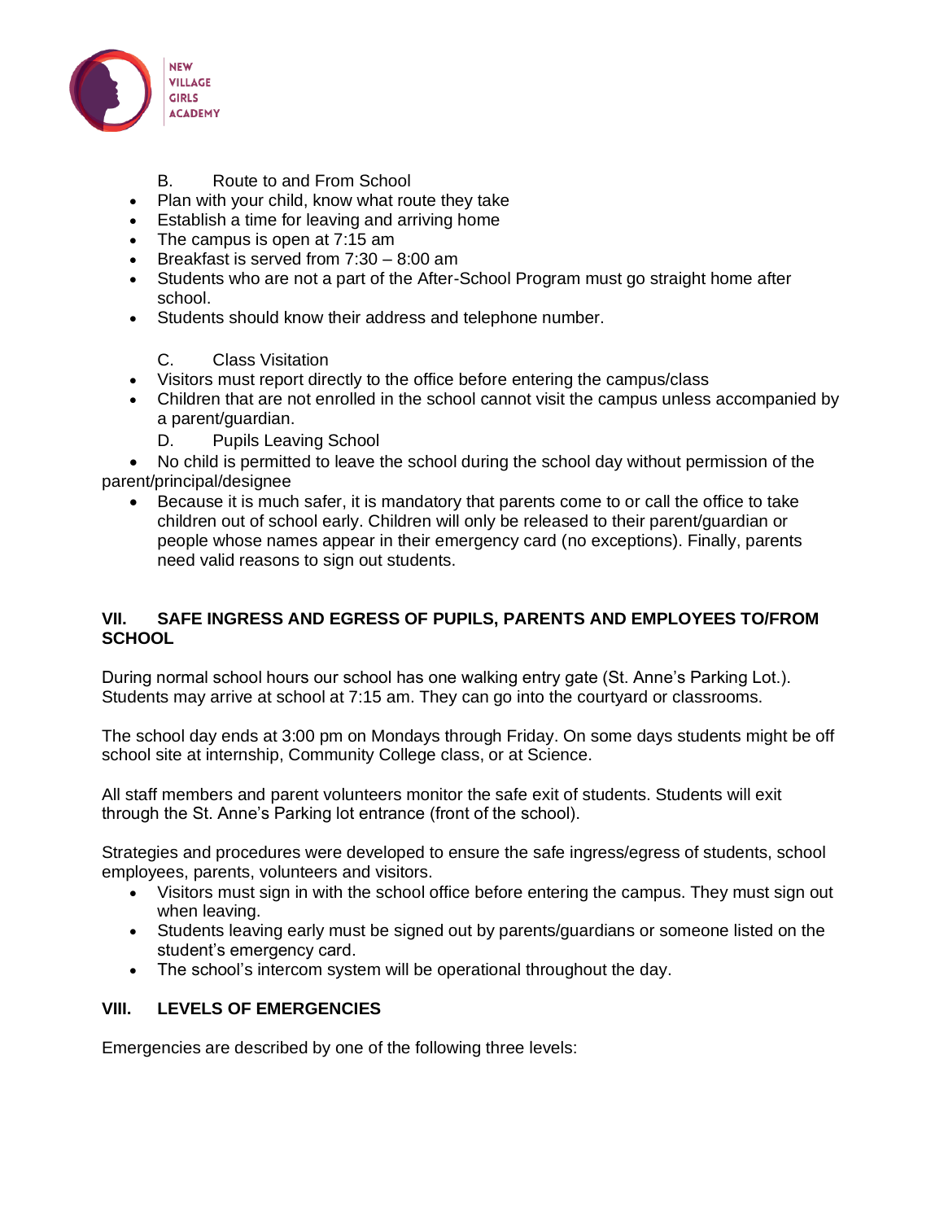B. Route to and From School

- Plan with your child, know what route they take
- Establish a time for leaving and arriving home
- The campus is open at 7:15 am
- Breakfast is served from 7:30 – 8:00 am
- Students who are not a part of the After-School Program must go straight home after school.
- Students should know their address and telephone number.

C. Class Visitation

- Visitors must report directly to the office before entering the campus/class
- Children that are not enrolled in the school cannot visit the campus unless accompanied by a parent/guardian.

D. Pupils Leaving School

- No child is permitted to leave the school during the school day without permission of the parent/principal/designee
- Because it is much safer, it is mandatory that parents come to or call the office to take children out of school early. Children will only be released to their parent/guardian or people whose names appear in their emergency card (no exceptions). Finally, parents need valid reasons to sign out students.

## VII. SAFE INGRESS AND EGRESS OF PUPILS, PARENTS AND EMPLOYEES TO/FROM SCHOOL

During normal school hours our school has one walking entry gate (St. Anne's Parking Lot.). Students may arrive at school at 7:15 am. They can go into the courtyard or classrooms.

The school day ends at 3:00 pm on Mondays through Friday. On some days students might be off school site at internship, Community College class, or at Science.

All staff members and parent volunteers monitor the safe exit of students. Students will exit through the St. Anne's Parking lot entrance (front of the school).

Strategies and procedures were developed to ensure the safe ingress/egress of students, school employees, parents, volunteers and visitors.

- Visitors must sign in with the school office before entering the campus. They must sign out when leaving.
- Students leaving early must be signed out by parents/guardians or someone listed on the student's emergency card.
- The school's intercom system will be operational throughout the day.

## VIII. LEVELS OF EMERGENCIES

Emergencies are described by one of the following three levels: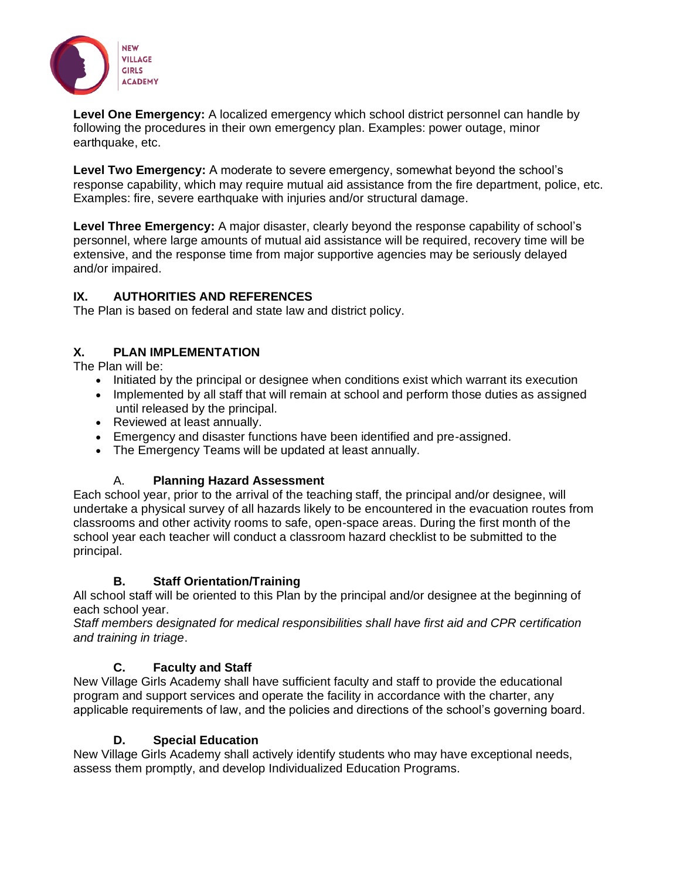**Level One Emergency:** A localized emergency which school district personnel can handle by following the procedures in their own emergency plan. Examples: power outage, minor earthquake, etc.

**Level Two Emergency:** A moderate to severe emergency, somewhat beyond the school's response capability, which may require mutual aid assistance from the fire department, police, etc. Examples: fire, severe earthquake with injuries and/or structural damage.

**Level Three Emergency:** A major disaster, clearly beyond the response capability of school's personnel, where large amounts of mutual aid assistance will be required, recovery time will be extensive, and the response time from major supportive agencies may be seriously delayed and/or impaired.

## IX. AUTHORITIES AND REFERENCES

The Plan is based on federal and state law and district policy.

## X. PLAN IMPLEMENTATION

The Plan will be:

- Initiated by the principal or designee when conditions exist which warrant its execution
- Implemented by all staff that will remain at school and perform those duties as assigned until released by the principal.
- Reviewed at least annually.
- Emergency and disaster functions have been identified and pre-assigned.
- The Emergency Teams will be updated at least annually.

### A. Planning Hazard Assessment

Each school year, prior to the arrival of the teaching staff, the principal and/or designee, will undertake a physical survey of all hazards likely to be encountered in the evacuation routes from classrooms and other activity rooms to safe, open-space areas. During the first month of the school year each teacher will conduct a classroom hazard checklist to be submitted to the principal.

### B. Staff Orientation/Training

All school staff will be oriented to this Plan by the principal and/or designee at the beginning of each school year.

*Staff members designated for medical responsibilities shall have first aid and CPR certification and training in triage*.

### C. Faculty and Staff

New Village Girls Academy shall have sufficient faculty and staff to provide the educational program and support services and operate the facility in accordance with the charter, any applicable requirements of law, and the policies and directions of the school's governing board.

### D. Special Education

New Village Girls Academy shall actively identify students who may have exceptional needs, assess them promptly, and develop Individualized Education Programs.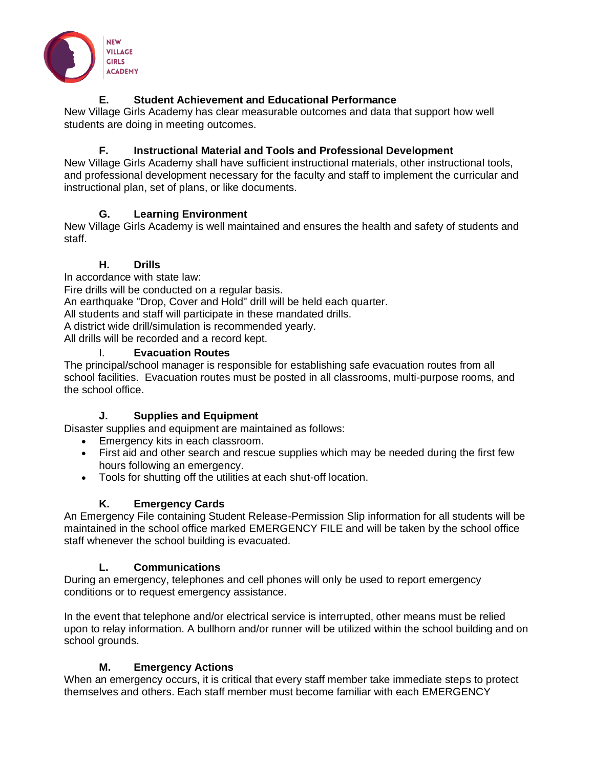### E. Student Achievement and Educational Performance

New Village Girls Academy has clear measurable outcomes and data that support how well students are doing in meeting outcomes.

### F. Instructional Material and Tools and Professional Development

New Village Girls Academy shall have sufficient instructional materials, other instructional tools, and professional development necessary for the faculty and staff to implement the curricular and instructional plan, set of plans, or like documents.

### G. Learning Environment

New Village Girls Academy is well maintained and ensures the health and safety of students and staff.

### H. Drills

In accordance with state law:

Fire drills will be conducted on a regular basis.

An earthquake "Drop, Cover and Hold" drill will be held each quarter.

All students and staff will participate in these mandated drills.

A district wide drill/simulation is recommended yearly.

All drills will be recorded and a record kept.

### I. Evacuation Routes

The principal/school manager is responsible for establishing safe evacuation routes from all school facilities. Evacuation routes must be posted in all classrooms, multi-purpose rooms, and the school office.

### J. Supplies and Equipment

Disaster supplies and equipment are maintained as follows:

- Emergency kits in each classroom.
- First aid and other search and rescue supplies which may be needed during the first few hours following an emergency.
- Tools for shutting off the utilities at each shut-off location.

### K. Emergency Cards

An Emergency File containing Student Release-Permission Slip information for all students will be maintained in the school office marked EMERGENCY FILE and will be taken by the school office staff whenever the school building is evacuated.

### L. Communications

During an emergency, telephones and cell phones will only be used to report emergency conditions or to request emergency assistance.

In the event that telephone and/or electrical service is interrupted, other means must be relied upon to relay information. A bullhorn and/or runner will be utilized within the school building and on school grounds.

### M. Emergency Actions

When an emergency occurs, it is critical that every staff member take immediate steps to protect themselves and others. Each staff member must become familiar with each EMERGENCY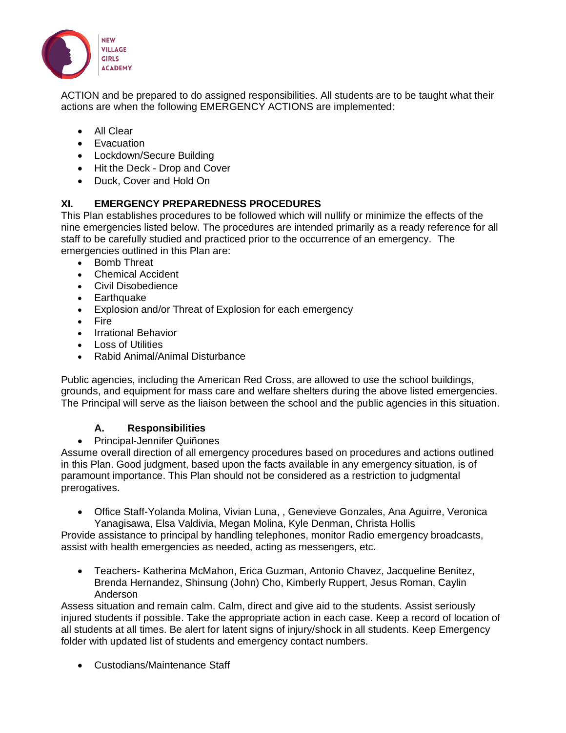ACTION and be prepared to do assigned responsibilities. All students are to be taught what their actions are when the following EMERGENCY ACTIONS are implemented:

- All Clear
- Evacuation
- Lockdown/Secure Building
- Hit the Deck - Drop and Cover
- Duck, Cover and Hold On

## XI. EMERGENCY PREPAREDNESS PROCEDURES

This Plan establishes procedures to be followed which will nullify or minimize the effects of the nine emergencies listed below. The procedures are intended primarily as a ready reference for all staff to be carefully studied and practiced prior to the occurrence of an emergency. The emergencies outlined in this Plan are:

- Bomb Threat
- Chemical Accident
- Civil Disobedience
- Earthquake
- Explosion and/or Threat of Explosion for each emergency
- Fire
- Irrational Behavior
- Loss of Utilities
- Rabid Animal/Animal Disturbance

Public agencies, including the American Red Cross, are allowed to use the school buildings, grounds, and equipment for mass care and welfare shelters during the above listed emergencies. The Principal will serve as the liaison between the school and the public agencies in this situation.

### A. Responsibilities

- Principal-Jennifer Quiñones

Assume overall direction of all emergency procedures based on procedures and actions outlined in this Plan. Good judgment, based upon the facts available in any emergency situation, is of paramount importance. This Plan should not be considered as a restriction to judgmental prerogatives.

- Office Staff-Yolanda Molina, Vivian Luna, , Genevieve Gonzales, Ana Aguirre, Veronica Yanagisawa, Elsa Valdivia, Megan Molina, Kyle Denman, Christa Hollis

Provide assistance to principal by handling telephones, monitor Radio emergency broadcasts, assist with health emergencies as needed, acting as messengers, etc.

- Teachers- Katherina McMahon, Erica Guzman, Antonio Chavez, Jacqueline Benitez, Brenda Hernandez, Shinsung (John) Cho, Kimberly Ruppert, Jesus Roman, Caylin Anderson

Assess situation and remain calm. Calm, direct and give aid to the students. Assist seriously injured students if possible. Take the appropriate action in each case. Keep a record of location of all students at all times. Be alert for latent signs of injury/shock in all students. Keep Emergency folder with updated list of students and emergency contact numbers.

- Custodians/Maintenance Staff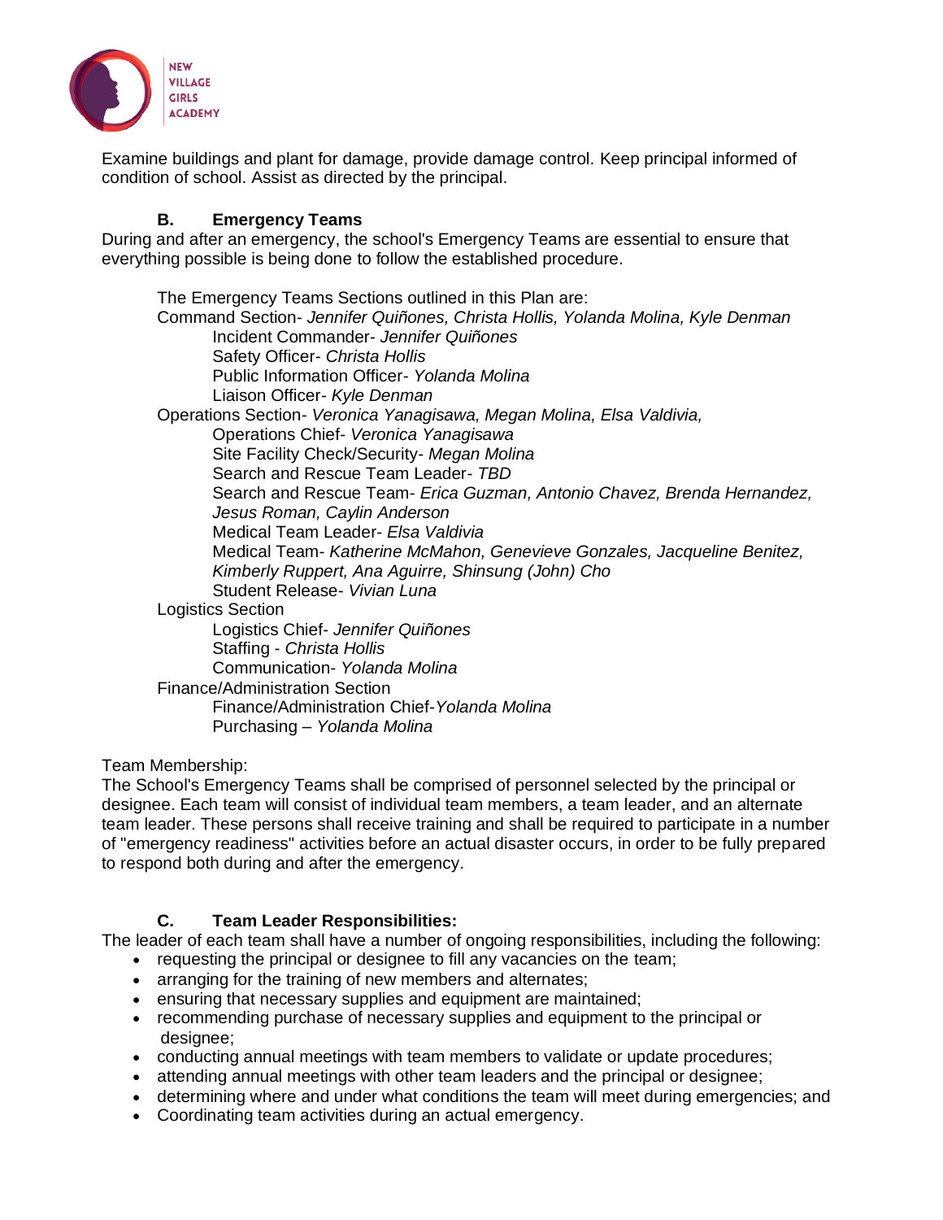Examine buildings and plant for damage, provide damage control. Keep principal informed of condition of school. Assist as directed by the principal.

### B. Emergency Teams

During and after an emergency, the school's Emergency Teams are essential to ensure that everything possible is being done to follow the established procedure.

The Emergency Teams Sections outlined in this Plan are:

- Command Section- *Jennifer Quiñones, Christa Hollis, Yolanda Molina, Kyle Denman*
  - Incident Commander- *Jennifer Quiñones*
  - Safety Officer- *Christa Hollis*
  - Public Information Officer- *Yolanda Molina*
  - Liaison Officer- *Kyle Denman*
- Operations Section- *Veronica Yanagisawa, Megan Molina, Elsa Valdivia,*
  - Operations Chief- *Veronica Yanagisawa*
  - Site Facility Check/Security- *Megan Molina*
  - Search and Rescue Team Leader- *TBD*
  - Search and Rescue Team- *Erica Guzman, Antonio Chavez, Brenda Hernandez, Jesus Roman, Caylin Anderson*
  - Medical Team Leader- *Elsa Valdivia*
  - Medical Team- *Katherine McMahon, Genevieve Gonzales, Jacqueline Benitez, Kimberly Ruppert, Ana Aguirre, Shinsung (John) Cho*
  - Student Release- *Vivian Luna*
- Logistics Section
  - Logistics Chief- *Jennifer Quiñones*
  - Staffing - *Christa Hollis*
  - Communication- *Yolanda Molina*
- Finance/Administration Section
  - Finance/Administration Chief-*Yolanda Molina*
  - Purchasing – *Yolanda Molina*

Team Membership:
The School's Emergency Teams shall be comprised of personnel selected by the principal or designee. Each team will consist of individual team members, a team leader, and an alternate team leader. These persons shall receive training and shall be required to participate in a number of "emergency readiness" activities before an actual disaster occurs, in order to be fully prepared to respond both during and after the emergency.

### C. Team Leader Responsibilities:

The leader of each team shall have a number of ongoing responsibilities, including the following:

- requesting the principal or designee to fill any vacancies on the team;
- arranging for the training of new members and alternates;
- ensuring that necessary supplies and equipment are maintained;
- recommending purchase of necessary supplies and equipment to the principal or designee;
- conducting annual meetings with team members to validate or update procedures;
- attending annual meetings with other team leaders and the principal or designee;
- determining where and under what conditions the team will meet during emergencies; and
- Coordinating team activities during an actual emergency.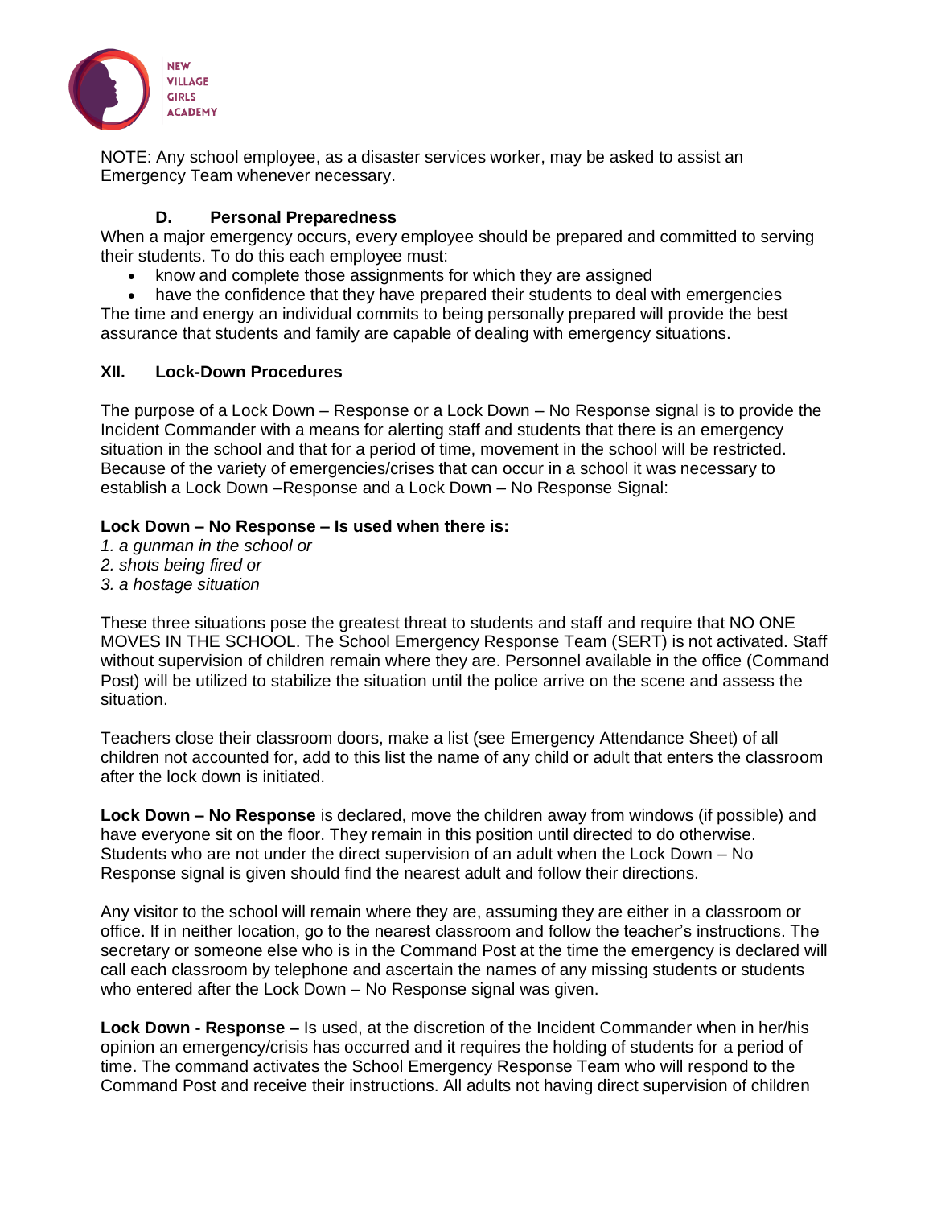NOTE: Any school employee, as a disaster services worker, may be asked to assist an Emergency Team whenever necessary.

### D. Personal Preparedness

When a major emergency occurs, every employee should be prepared and committed to serving their students. To do this each employee must:

- know and complete those assignments for which they are assigned
- have the confidence that they have prepared their students to deal with emergencies

The time and energy an individual commits to being personally prepared will provide the best assurance that students and family are capable of dealing with emergency situations.

## XII. Lock-Down Procedures

The purpose of a Lock Down – Response or a Lock Down – No Response signal is to provide the Incident Commander with a means for alerting staff and students that there is an emergency situation in the school and that for a period of time, movement in the school will be restricted. Because of the variety of emergencies/crises that can occur in a school it was necessary to establish a Lock Down –Response and a Lock Down – No Response Signal:

**Lock Down – No Response – Is used when there is:**

*1. a gunman in the school or*
*2. shots being fired or*
*3. a hostage situation*

These three situations pose the greatest threat to students and staff and require that NO ONE MOVES IN THE SCHOOL. The School Emergency Response Team (SERT) is not activated. Staff without supervision of children remain where they are. Personnel available in the office (Command Post) will be utilized to stabilize the situation until the police arrive on the scene and assess the situation.

Teachers close their classroom doors, make a list (see Emergency Attendance Sheet) of all children not accounted for, add to this list the name of any child or adult that enters the classroom after the lock down is initiated.

**Lock Down – No Response** is declared, move the children away from windows (if possible) and have everyone sit on the floor. They remain in this position until directed to do otherwise. Students who are not under the direct supervision of an adult when the Lock Down – No Response signal is given should find the nearest adult and follow their directions.

Any visitor to the school will remain where they are, assuming they are either in a classroom or office. If in neither location, go to the nearest classroom and follow the teacher's instructions. The secretary or someone else who is in the Command Post at the time the emergency is declared will call each classroom by telephone and ascertain the names of any missing students or students who entered after the Lock Down – No Response signal was given.

**Lock Down - Response –** Is used, at the discretion of the Incident Commander when in her/his opinion an emergency/crisis has occurred and it requires the holding of students for a period of time. The command activates the School Emergency Response Team who will respond to the Command Post and receive their instructions. All adults not having direct supervision of children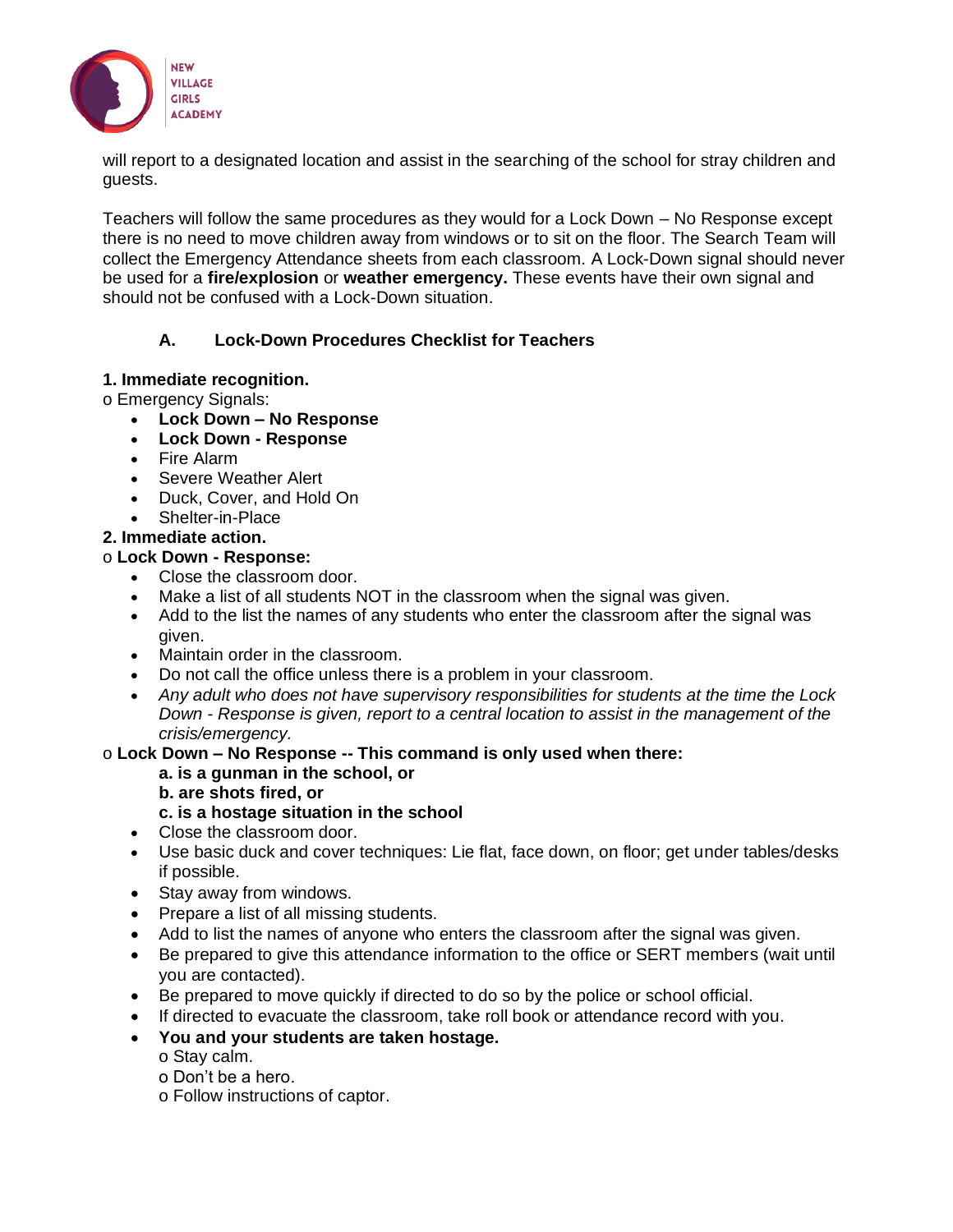will report to a designated location and assist in the searching of the school for stray children and guests.

Teachers will follow the same procedures as they would for a Lock Down – No Response except there is no need to move children away from windows or to sit on the floor. The Search Team will collect the Emergency Attendance sheets from each classroom. A Lock-Down signal should never be used for a **fire/explosion** or **weather emergency.** These events have their own signal and should not be confused with a Lock-Down situation.

### A. Lock-Down Procedures Checklist for Teachers

**1. Immediate recognition.**

o Emergency Signals:

- **Lock Down – No Response**
- **Lock Down - Response**
- Fire Alarm
- Severe Weather Alert
- Duck, Cover, and Hold On
- Shelter-in-Place

**2. Immediate action.**

o **Lock Down - Response:**

- Close the classroom door.
- Make a list of all students NOT in the classroom when the signal was given.
- Add to the list the names of any students who enter the classroom after the signal was given.
- Maintain order in the classroom.
- Do not call the office unless there is a problem in your classroom.
- *Any adult who does not have supervisory responsibilities for students at the time the Lock Down - Response is given, report to a central location to assist in the management of the crisis/emergency.*

o **Lock Down – No Response -- This command is only used when there:**

**a. is a gunman in the school, or**
**b. are shots fired, or**
**c. is a hostage situation in the school**

- Close the classroom door.
- Use basic duck and cover techniques: Lie flat, face down, on floor; get under tables/desks if possible.
- Stay away from windows.
- Prepare a list of all missing students.
- Add to list the names of anyone who enters the classroom after the signal was given.
- Be prepared to give this attendance information to the office or SERT members (wait until you are contacted).
- Be prepared to move quickly if directed to do so by the police or school official.
- If directed to evacuate the classroom, take roll book or attendance record with you.
- **You and your students are taken hostage.**
  o Stay calm.
  o Don't be a hero.
  o Follow instructions of captor.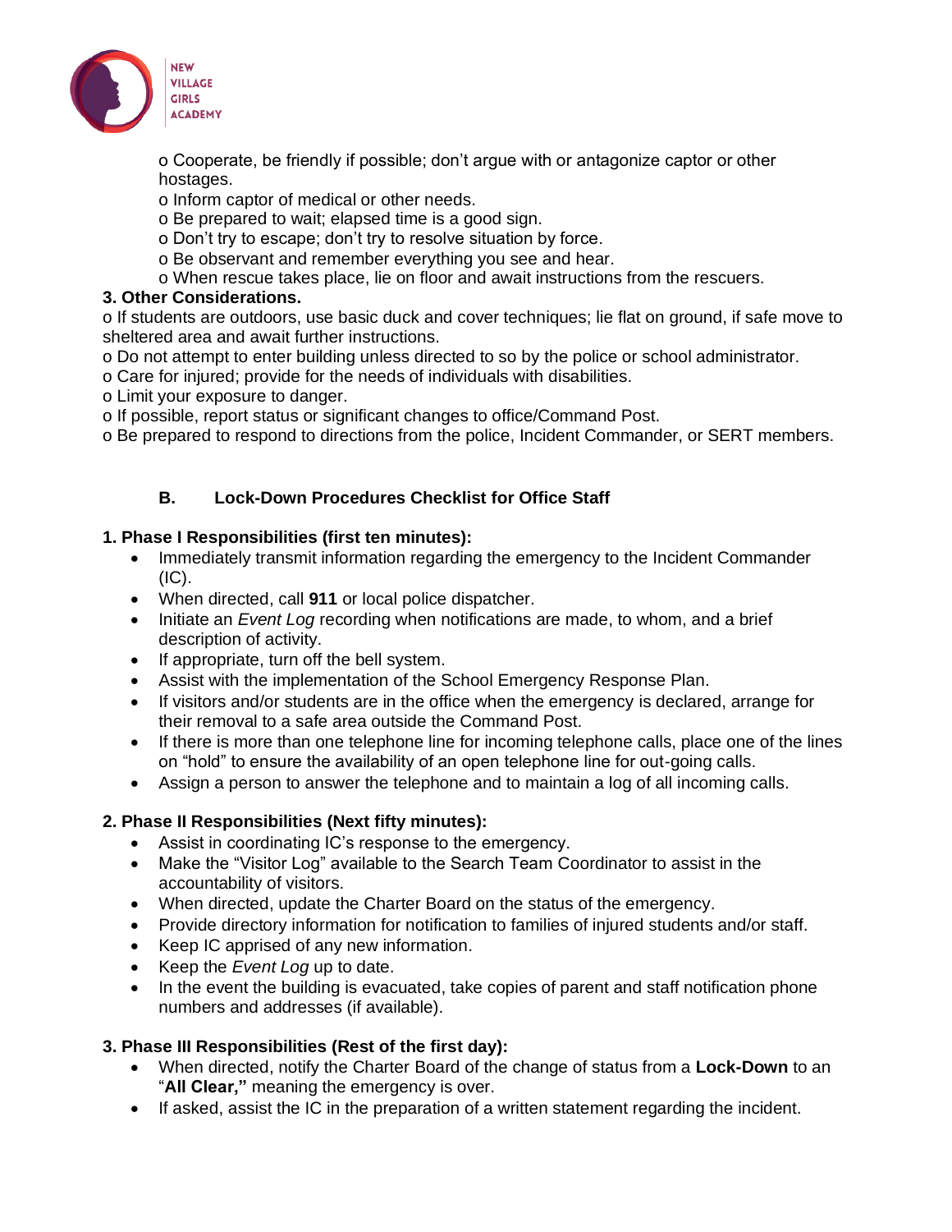- o Cooperate, be friendly if possible; don't argue with or antagonize captor or other hostages.
- o Inform captor of medical or other needs.
- o Be prepared to wait; elapsed time is a good sign.
- o Don't try to escape; don't try to resolve situation by force.
- o Be observant and remember everything you see and hear.
- o When rescue takes place, lie on floor and await instructions from the rescuers.

**3. Other Considerations.**

o If students are outdoors, use basic duck and cover techniques; lie flat on ground, if safe move to sheltered area and await further instructions.
o Do not attempt to enter building unless directed to so by the police or school administrator.
o Care for injured; provide for the needs of individuals with disabilities.
o Limit your exposure to danger.
o If possible, report status or significant changes to office/Command Post.
o Be prepared to respond to directions from the police, Incident Commander, or SERT members.

## B. Lock-Down Procedures Checklist for Office Staff

**1. Phase I Responsibilities (first ten minutes):**

- Immediately transmit information regarding the emergency to the Incident Commander (IC).
- When directed, call **911** or local police dispatcher.
- Initiate an *Event Log* recording when notifications are made, to whom, and a brief description of activity.
- If appropriate, turn off the bell system.
- Assist with the implementation of the School Emergency Response Plan.
- If visitors and/or students are in the office when the emergency is declared, arrange for their removal to a safe area outside the Command Post.
- If there is more than one telephone line for incoming telephone calls, place one of the lines on "hold" to ensure the availability of an open telephone line for out-going calls.
- Assign a person to answer the telephone and to maintain a log of all incoming calls.

**2. Phase II Responsibilities (Next fifty minutes):**

- Assist in coordinating IC's response to the emergency.
- Make the "Visitor Log" available to the Search Team Coordinator to assist in the accountability of visitors.
- When directed, update the Charter Board on the status of the emergency.
- Provide directory information for notification to families of injured students and/or staff.
- Keep IC apprised of any new information.
- Keep the *Event Log* up to date.
- In the event the building is evacuated, take copies of parent and staff notification phone numbers and addresses (if available).

**3. Phase III Responsibilities (Rest of the first day):**

- When directed, notify the Charter Board of the change of status from a **Lock-Down** to an "**All Clear,"** meaning the emergency is over.
- If asked, assist the IC in the preparation of a written statement regarding the incident.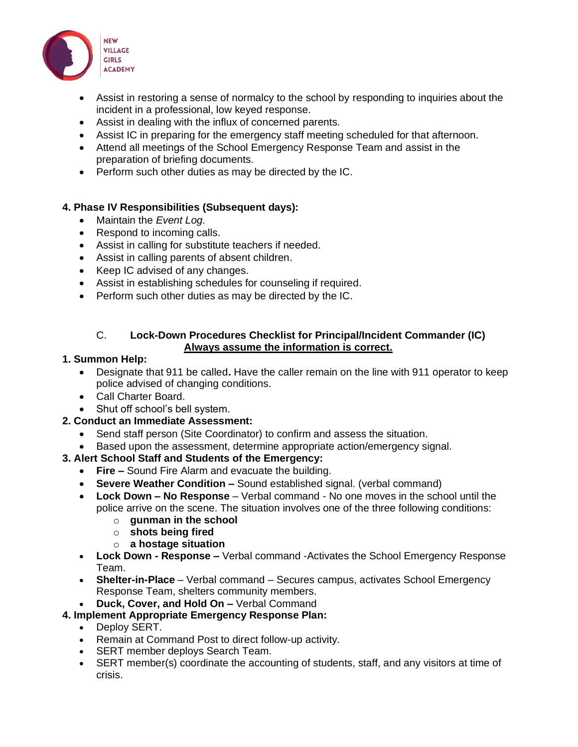- Assist in restoring a sense of normalcy to the school by responding to inquiries about the incident in a professional, low keyed response.
- Assist in dealing with the influx of concerned parents.
- Assist IC in preparing for the emergency staff meeting scheduled for that afternoon.
- Attend all meetings of the School Emergency Response Team and assist in the preparation of briefing documents.
- Perform such other duties as may be directed by the IC.

**4. Phase IV Responsibilities (Subsequent days):**

- Maintain the *Event Log.*
- Respond to incoming calls.
- Assist in calling for substitute teachers if needed.
- Assist in calling parents of absent children.
- Keep IC advised of any changes.
- Assist in establishing schedules for counseling if required.
- Perform such other duties as may be directed by the IC.

## C. Lock-Down Procedures Checklist for Principal/Incident Commander (IC)

**<u>Always assume the information is correct.</u>**

**1. Summon Help:**

- Designate that 911 be called**.** Have the caller remain on the line with 911 operator to keep police advised of changing conditions.
- Call Charter Board.
- Shut off school's bell system.

**2. Conduct an Immediate Assessment:**

- Send staff person (Site Coordinator) to confirm and assess the situation.
- Based upon the assessment, determine appropriate action/emergency signal.

**3. Alert School Staff and Students of the Emergency:**

- **Fire –** Sound Fire Alarm and evacuate the building.
- **Severe Weather Condition –** Sound established signal. (verbal command)
- **Lock Down – No Response** – Verbal command - No one moves in the school until the police arrive on the scene. The situation involves one of the three following conditions:
  - **gunman in the school**
  - **shots being fired**
  - **a hostage situation**
- **Lock Down - Response –** Verbal command -Activates the School Emergency Response Team.
- **Shelter-in-Place** – Verbal command – Secures campus, activates School Emergency Response Team, shelters community members.
- **Duck, Cover, and Hold On –** Verbal Command

**4. Implement Appropriate Emergency Response Plan:**

- Deploy SERT.
- Remain at Command Post to direct follow-up activity.
- SERT member deploys Search Team.
- SERT member(s) coordinate the accounting of students, staff, and any visitors at time of crisis.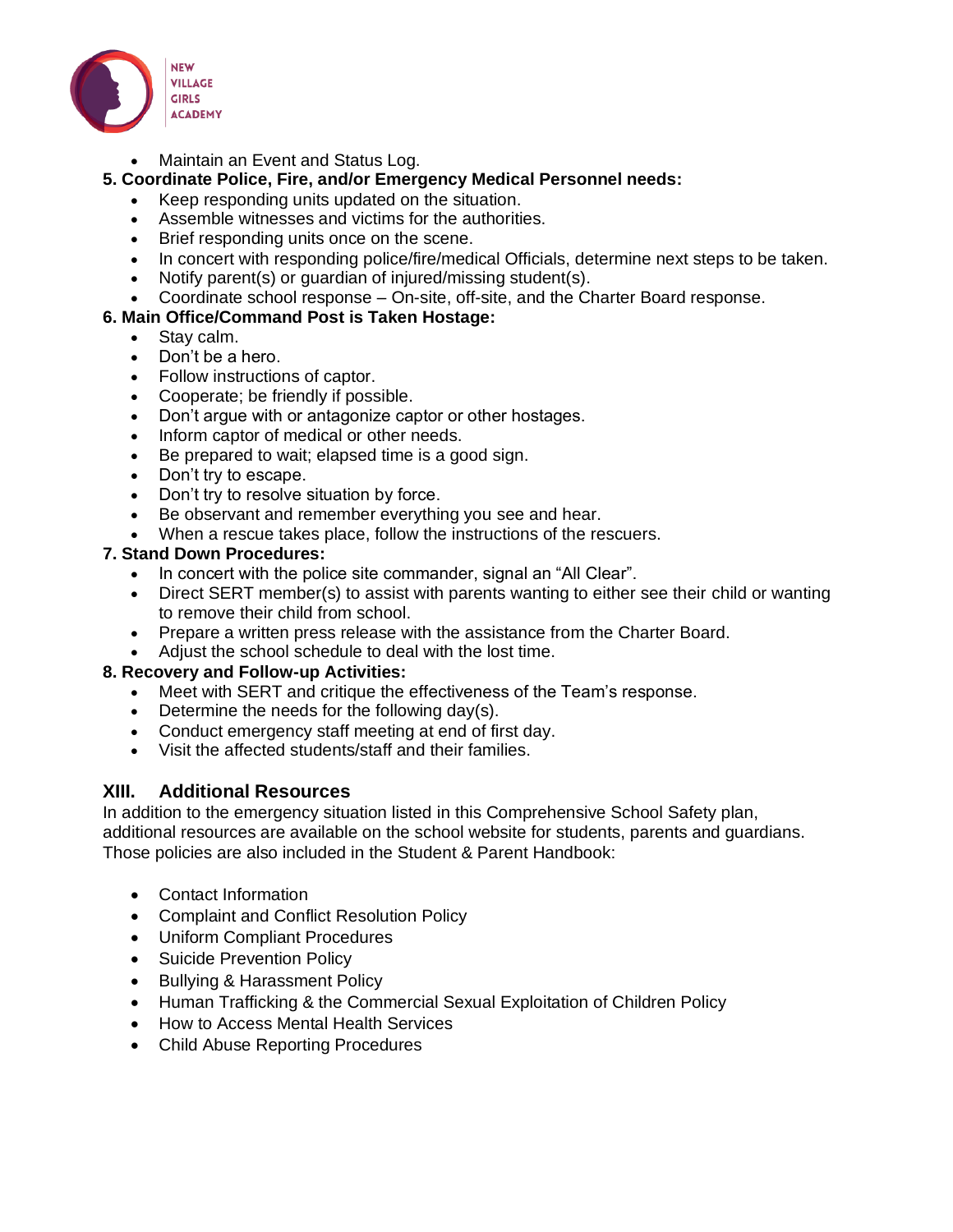- Maintain an Event and Status Log.

**5. Coordinate Police, Fire, and/or Emergency Medical Personnel needs:**

- Keep responding units updated on the situation.
- Assemble witnesses and victims for the authorities.
- Brief responding units once on the scene.
- In concert with responding police/fire/medical Officials, determine next steps to be taken.
- Notify parent(s) or guardian of injured/missing student(s).
- Coordinate school response – On-site, off-site, and the Charter Board response.

**6. Main Office/Command Post is Taken Hostage:**

- Stay calm.
- Don't be a hero.
- Follow instructions of captor.
- Cooperate; be friendly if possible.
- Don't argue with or antagonize captor or other hostages.
- Inform captor of medical or other needs.
- Be prepared to wait; elapsed time is a good sign.
- Don't try to escape.
- Don't try to resolve situation by force.
- Be observant and remember everything you see and hear.
- When a rescue takes place, follow the instructions of the rescuers.

**7. Stand Down Procedures:**

- In concert with the police site commander, signal an "All Clear".
- Direct SERT member(s) to assist with parents wanting to either see their child or wanting to remove their child from school.
- Prepare a written press release with the assistance from the Charter Board.
- Adjust the school schedule to deal with the lost time.

**8. Recovery and Follow-up Activities:**

- Meet with SERT and critique the effectiveness of the Team's response.
- Determine the needs for the following day(s).
- Conduct emergency staff meeting at end of first day.
- Visit the affected students/staff and their families.

## XIII. Additional Resources

In addition to the emergency situation listed in this Comprehensive School Safety plan, additional resources are available on the school website for students, parents and guardians. Those policies are also included in the Student & Parent Handbook:

- Contact Information
- Complaint and Conflict Resolution Policy
- Uniform Compliant Procedures
- Suicide Prevention Policy
- Bullying & Harassment Policy
- Human Trafficking & the Commercial Sexual Exploitation of Children Policy
- How to Access Mental Health Services
- Child Abuse Reporting Procedures